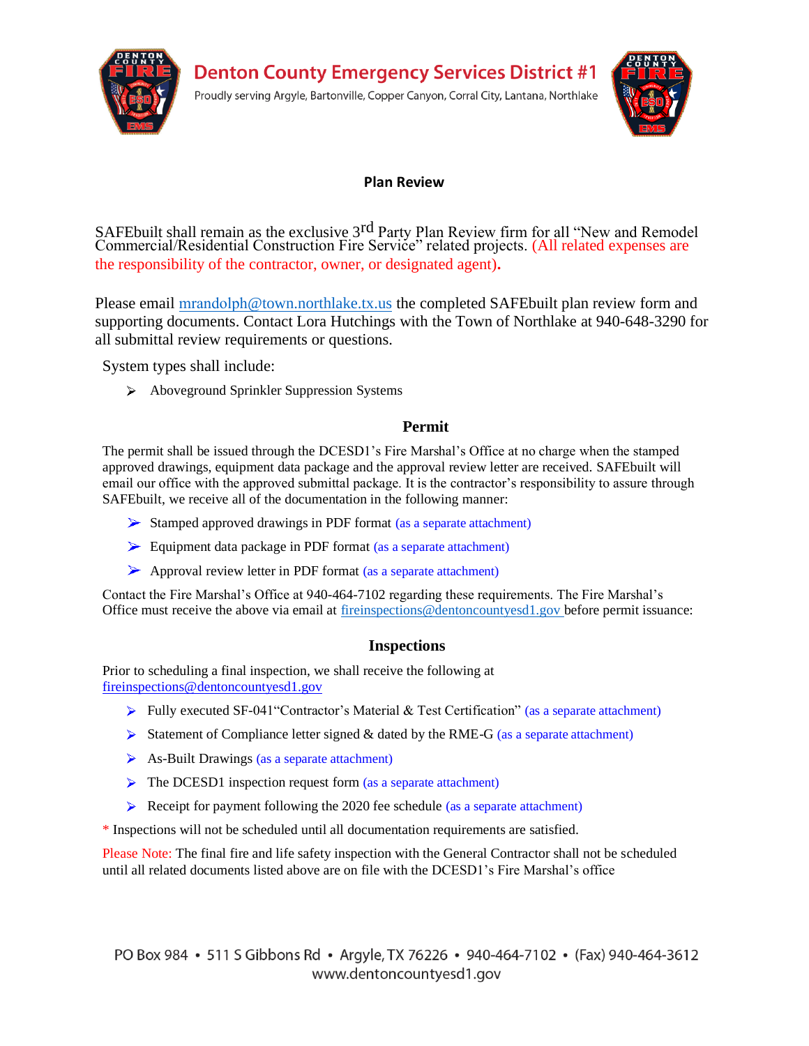# Denton County Emergency Services District #1

Proudly serving Argyle, Bartonville, Copper Canyon, Corral City, Lantana, Northlake

## Plan Review

SAFEbuilt shall remain as the exclusive 3rd Party Plan Review firm for all "New and Remodel Commercial/Residential Construction Fire Service" related projects. (All related expenses are the responsibility of the contractor, owner, or designated agent).

Please email mrandolph@town.northlake.tx.us the completed SAFEbuilt plan review form and supporting documents. Contact Lora Hutchings with the Town of Northlake at 940-648-3290 for all submittal review requirements or questions.

System types shall include:

- Aboveground Sprinkler Suppression Systems

## Permit

The permit shall be issued through the DCESD1's Fire Marshal's Office at no charge when the stamped approved drawings, equipment data package and the approval review letter are received. SAFEbuilt will email our office with the approved submittal package. It is the contractor's responsibility to assure through SAFEbuilt, we receive all of the documentation in the following manner:

- Stamped approved drawings in PDF format (as a separate attachment)
- Equipment data package in PDF format (as a separate attachment)
- Approval review letter in PDF format (as a separate attachment)

Contact the Fire Marshal's Office at 940-464-7102 regarding these requirements. The Fire Marshal's Office must receive the above via email at fireinspections@dentoncountyesd1.gov before permit issuance:

## Inspections

Prior to scheduling a final inspection, we shall receive the following at fireinspections@dentoncountyesd1.gov

- Fully executed SF-041"Contractor's Material & Test Certification" (as a separate attachment)
- Statement of Compliance letter signed & dated by the RME-G (as a separate attachment)
- As-Built Drawings (as a separate attachment)
- The DCESD1 inspection request form (as a separate attachment)
- Receipt for payment following the 2020 fee schedule (as a separate attachment)

* Inspections will not be scheduled until all documentation requirements are satisfied.

Please Note: The final fire and life safety inspection with the General Contractor shall not be scheduled until all related documents listed above are on file with the DCESD1's Fire Marshal's office

PO Box 984 • 511 S Gibbons Rd • Argyle, TX 76226 • 940-464-7102 • (Fax) 940-464-3612
www.dentoncountyesd1.gov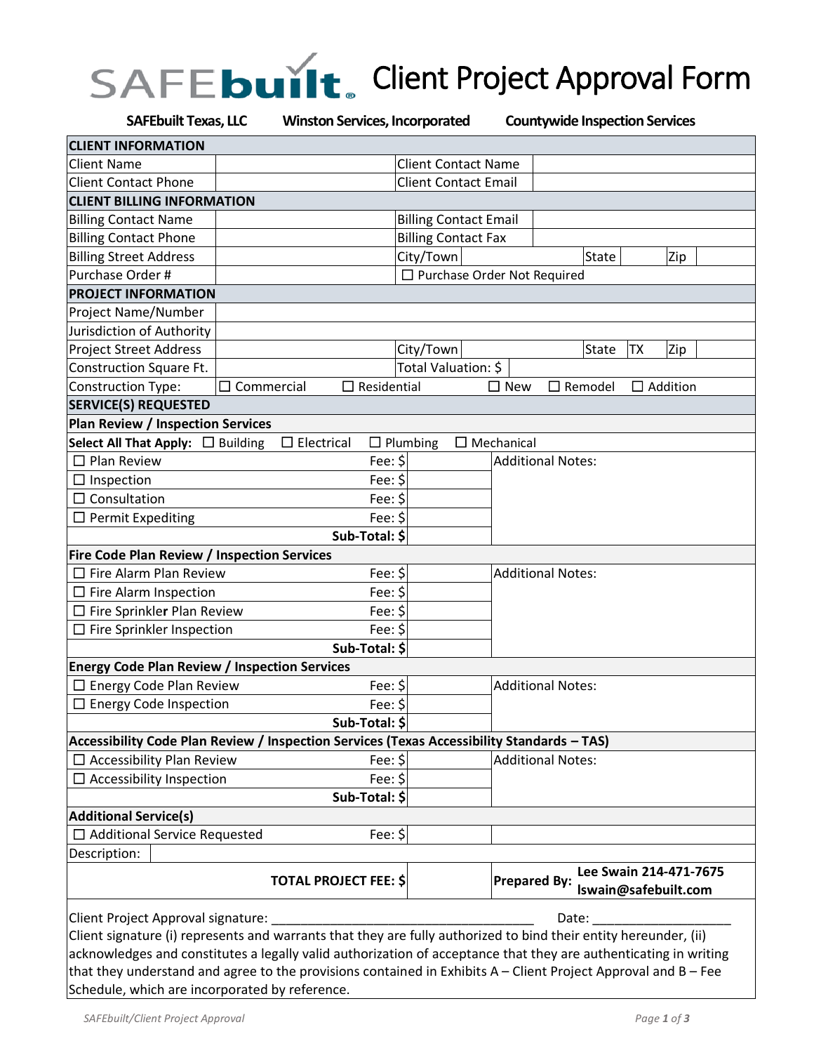# SAFEbuilt Client Project Approval Form

**SAFEbuilt Texas, LLC** **Winston Services, Incorporated** **Countywide Inspection Services**

| **CLIENT INFORMATION** | | | |
|---|---|---|---|
| Client Name | | Client Contact Name | |
| Client Contact Phone | | Client Contact Email | |

| **CLIENT BILLING INFORMATION** | | | | | | | |
|---|---|---|---|---|---|---|---|
| Billing Contact Name | | Billing Contact Email | | | | | |
| Billing Contact Phone | | Billing Contact Fax | | | | | |
| Billing Street Address | | City/Town | | State | | Zip | |
| Purchase Order # | | ☐ Purchase Order Not Required | | | | | |

| **PROJECT INFORMATION** | | | | | | | |
|---|---|---|---|---|---|---|---|
| Project Name/Number | | | | | | | |
| Jurisdiction of Authority | | | | | | | |
| Project Street Address | | City/Town | | State | TX | Zip | |
| Construction Square Ft. | | Total Valuation: $ | | | | | |
| Construction Type: | ☐ Commercial | ☐ Residential | ☐ New | ☐ Remodel | ☐ Addition | | |

**SERVICE(S) REQUESTED**

| **Plan Review / Inspection Services** | | | |
|---|---|---|---|
| **Select All That Apply:** ☐ Building ☐ Electrical ☐ Plumbing ☐ Mechanical | | | |
| ☐ Plan Review | Fee: $ | | Additional Notes: |
| ☐ Inspection | Fee: $ | | |
| ☐ Consultation | Fee: $ | | |
| ☐ Permit Expediting | Fee: $ | | |
| | **Sub-Total: $** | | |

| **Fire Code Plan Review / Inspection Services** | | | |
|---|---|---|---|
| ☐ Fire Alarm Plan Review | Fee: $ | | Additional Notes: |
| ☐ Fire Alarm Inspection | Fee: $ | | |
| ☐ Fire Sprinkler Plan Review | Fee: $ | | |
| ☐ Fire Sprinkler Inspection | Fee: $ | | |
| | **Sub-Total: $** | | |

| **Energy Code Plan Review / Inspection Services** | | | |
|---|---|---|---|
| ☐ Energy Code Plan Review | Fee: $ | | Additional Notes: |
| ☐ Energy Code Inspection | Fee: $ | | |
| | **Sub-Total: $** | | |

| **Accessibility Code Plan Review / Inspection Services (Texas Accessibility Standards – TAS)** | | | |
|---|---|---|---|
| ☐ Accessibility Plan Review | Fee: $ | | Additional Notes: |
| ☐ Accessibility Inspection | Fee: $ | | |
| | **Sub-Total: $** | | |

| **Additional Service(s)** | | | |
|---|---|---|---|
| ☐ Additional Service Requested | Fee: $ | | |
| Description: | | | |

| | | | |
|---|---|---|---|
| **TOTAL PROJECT FEE: $** | | **Prepared By:** | **Lee Swain 214-471-7675 lswain@safebuilt.com** |

Client Project Approval signature: ______________________________________ Date: ____________________

Client signature (i) represents and warrants that they are fully authorized to bind their entity hereunder, (ii) acknowledges and constitutes a legally valid authorization of acceptance that they are authenticating in writing that they understand and agree to the provisions contained in Exhibits A – Client Project Approval and B – Fee Schedule, which are incorporated by reference.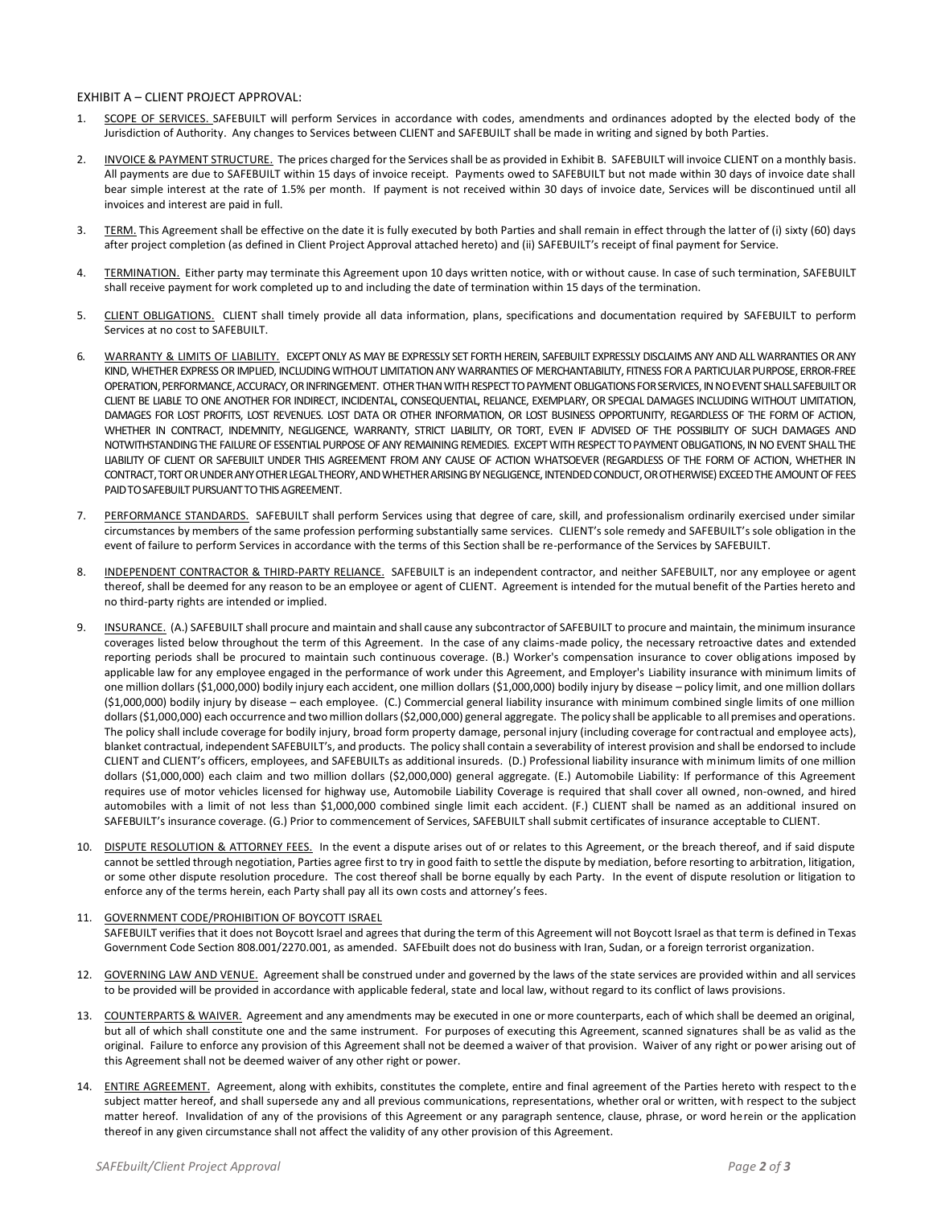EXHIBIT A – CLIENT PROJECT APPROVAL:

1. SCOPE OF SERVICES. SAFEBUILT will perform Services in accordance with codes, amendments and ordinances adopted by the elected body of the Jurisdiction of Authority. Any changes to Services between CLIENT and SAFEBUILT shall be made in writing and signed by both Parties.

2. INVOICE & PAYMENT STRUCTURE. The prices charged for the Services shall be as provided in Exhibit B. SAFEBUILT will invoice CLIENT on a monthly basis. All payments are due to SAFEBUILT within 15 days of invoice receipt. Payments owed to SAFEBUILT but not made within 30 days of invoice date shall bear simple interest at the rate of 1.5% per month. If payment is not received within 30 days of invoice date, Services will be discontinued until all invoices and interest are paid in full.

3. TERM. This Agreement shall be effective on the date it is fully executed by both Parties and shall remain in effect through the latter of (i) sixty (60) days after project completion (as defined in Client Project Approval attached hereto) and (ii) SAFEBUILT's receipt of final payment for Service.

4. TERMINATION. Either party may terminate this Agreement upon 10 days written notice, with or without cause. In case of such termination, SAFEBUILT shall receive payment for work completed up to and including the date of termination within 15 days of the termination.

5. CLIENT OBLIGATIONS. CLIENT shall timely provide all data information, plans, specifications and documentation required by SAFEBUILT to perform Services at no cost to SAFEBUILT.

6. WARRANTY & LIMITS OF LIABILITY. EXCEPT ONLY AS MAY BE EXPRESSLY SET FORTH HEREIN, SAFEBUILT EXPRESSLY DISCLAIMS ANY AND ALL WARRANTIES OR ANY KIND, WHETHER EXPRESS OR IMPLIED, INCLUDING WITHOUT LIMITATION ANY WARRANTIES OF MERCHANTABILITY, FITNESS FOR A PARTICULAR PURPOSE, ERROR-FREE OPERATION, PERFORMANCE, ACCURACY, OR INFRINGEMENT. OTHER THAN WITH RESPECT TO PAYMENT OBLIGATIONS FOR SERVICES, IN NO EVENT SHALL SAFEBUILT OR CLIENT BE LIABLE TO ONE ANOTHER FOR INDIRECT, INCIDENTAL, CONSEQUENTIAL, RELIANCE, EXEMPLARY, OR SPECIAL DAMAGES INCLUDING WITHOUT LIMITATION, DAMAGES FOR LOST PROFITS, LOST REVENUES. LOST DATA OR OTHER INFORMATION, OR LOST BUSINESS OPPORTUNITY, REGARDLESS OF THE FORM OF ACTION, WHETHER IN CONTRACT, INDEMNITY, NEGLIGENCE, WARRANTY, STRICT LIABILITY, OR TORT, EVEN IF ADVISED OF THE POSSIBILITY OF SUCH DAMAGES AND NOTWITHSTANDING THE FAILURE OF ESSENTIAL PURPOSE OF ANY REMAINING REMEDIES. EXCEPT WITH RESPECT TO PAYMENT OBLIGATIONS, IN NO EVENT SHALL THE LIABILITY OF CLIENT OR SAFEBUILT UNDER THIS AGREEMENT FROM ANY CAUSE OF ACTION WHATSOEVER (REGARDLESS OF THE FORM OF ACTION, WHETHER IN CONTRACT, TORT OR UNDER ANY OTHER LEGAL THEORY, AND WHETHER ARISING BY NEGLIGENCE, INTENDED CONDUCT, OR OTHERWISE) EXCEED THE AMOUNT OF FEES PAID TO SAFEBUILT PURSUANT TO THIS AGREEMENT.

7. PERFORMANCE STANDARDS. SAFEBUILT shall perform Services using that degree of care, skill, and professionalism ordinarily exercised under similar circumstances by members of the same profession performing substantially same services. CLIENT's sole remedy and SAFEBUILT's sole obligation in the event of failure to perform Services in accordance with the terms of this Section shall be re-performance of the Services by SAFEBUILT.

8. INDEPENDENT CONTRACTOR & THIRD-PARTY RELIANCE. SAFEBUILT is an independent contractor, and neither SAFEBUILT, nor any employee or agent thereof, shall be deemed for any reason to be an employee or agent of CLIENT. Agreement is intended for the mutual benefit of the Parties hereto and no third-party rights are intended or implied.

9. INSURANCE. (A.) SAFEBUILT shall procure and maintain and shall cause any subcontractor of SAFEBUILT to procure and maintain, the minimum insurance coverages listed below throughout the term of this Agreement. In the case of any claims-made policy, the necessary retroactive dates and extended reporting periods shall be procured to maintain such continuous coverage. (B.) Worker's compensation insurance to cover obligations imposed by applicable law for any employee engaged in the performance of work under this Agreement, and Employer's Liability insurance with minimum limits of one million dollars ($1,000,000) bodily injury each accident, one million dollars ($1,000,000) bodily injury by disease – policy limit, and one million dollars ($1,000,000) bodily injury by disease – each employee. (C.) Commercial general liability insurance with minimum combined single limits of one million dollars ($1,000,000) each occurrence and two million dollars ($2,000,000) general aggregate. The policy shall be applicable to all premises and operations. The policy shall include coverage for bodily injury, broad form property damage, personal injury (including coverage for contractual and employee acts), blanket contractual, independent SAFEBUILT's, and products. The policy shall contain a severability of interest provision and shall be endorsed to include CLIENT and CLIENT's officers, employees, and SAFEBUILTs as additional insureds. (D.) Professional liability insurance with minimum limits of one million dollars ($1,000,000) each claim and two million dollars ($2,000,000) general aggregate. (E.) Automobile Liability: If performance of this Agreement requires use of motor vehicles licensed for highway use, Automobile Liability Coverage is required that shall cover all owned, non-owned, and hired automobiles with a limit of not less than $1,000,000 combined single limit each accident. (F.) CLIENT shall be named as an additional insured on SAFEBUILT's insurance coverage. (G.) Prior to commencement of Services, SAFEBUILT shall submit certificates of insurance acceptable to CLIENT.

10. DISPUTE RESOLUTION & ATTORNEY FEES. In the event a dispute arises out of or relates to this Agreement, or the breach thereof, and if said dispute cannot be settled through negotiation, Parties agree first to try in good faith to settle the dispute by mediation, before resorting to arbitration, litigation, or some other dispute resolution procedure. The cost thereof shall be borne equally by each Party. In the event of dispute resolution or litigation to enforce any of the terms herein, each Party shall pay all its own costs and attorney's fees.

11. GOVERNMENT CODE/PROHIBITION OF BOYCOTT ISRAEL
SAFEBUILT verifies that it does not Boycott Israel and agrees that during the term of this Agreement will not Boycott Israel as that term is defined in Texas Government Code Section 808.001/2270.001, as amended. SAFEbuilt does not do business with Iran, Sudan, or a foreign terrorist organization.

12. GOVERNING LAW AND VENUE. Agreement shall be construed under and governed by the laws of the state services are provided within and all services to be provided will be provided in accordance with applicable federal, state and local law, without regard to its conflict of laws provisions.

13. COUNTERPARTS & WAIVER. Agreement and any amendments may be executed in one or more counterparts, each of which shall be deemed an original, but all of which shall constitute one and the same instrument. For purposes of executing this Agreement, scanned signatures shall be as valid as the original. Failure to enforce any provision of this Agreement shall not be deemed a waiver of that provision. Waiver of any right or power arising out of this Agreement shall not be deemed waiver of any other right or power.

14. ENTIRE AGREEMENT. Agreement, along with exhibits, constitutes the complete, entire and final agreement of the Parties hereto with respect to the subject matter hereof, and shall supersede any and all previous communications, representations, whether oral or written, with respect to the subject matter hereof. Invalidation of any of the provisions of this Agreement or any paragraph sentence, clause, phrase, or word herein or the application thereof in any given circumstance shall not affect the validity of any other provision of this Agreement.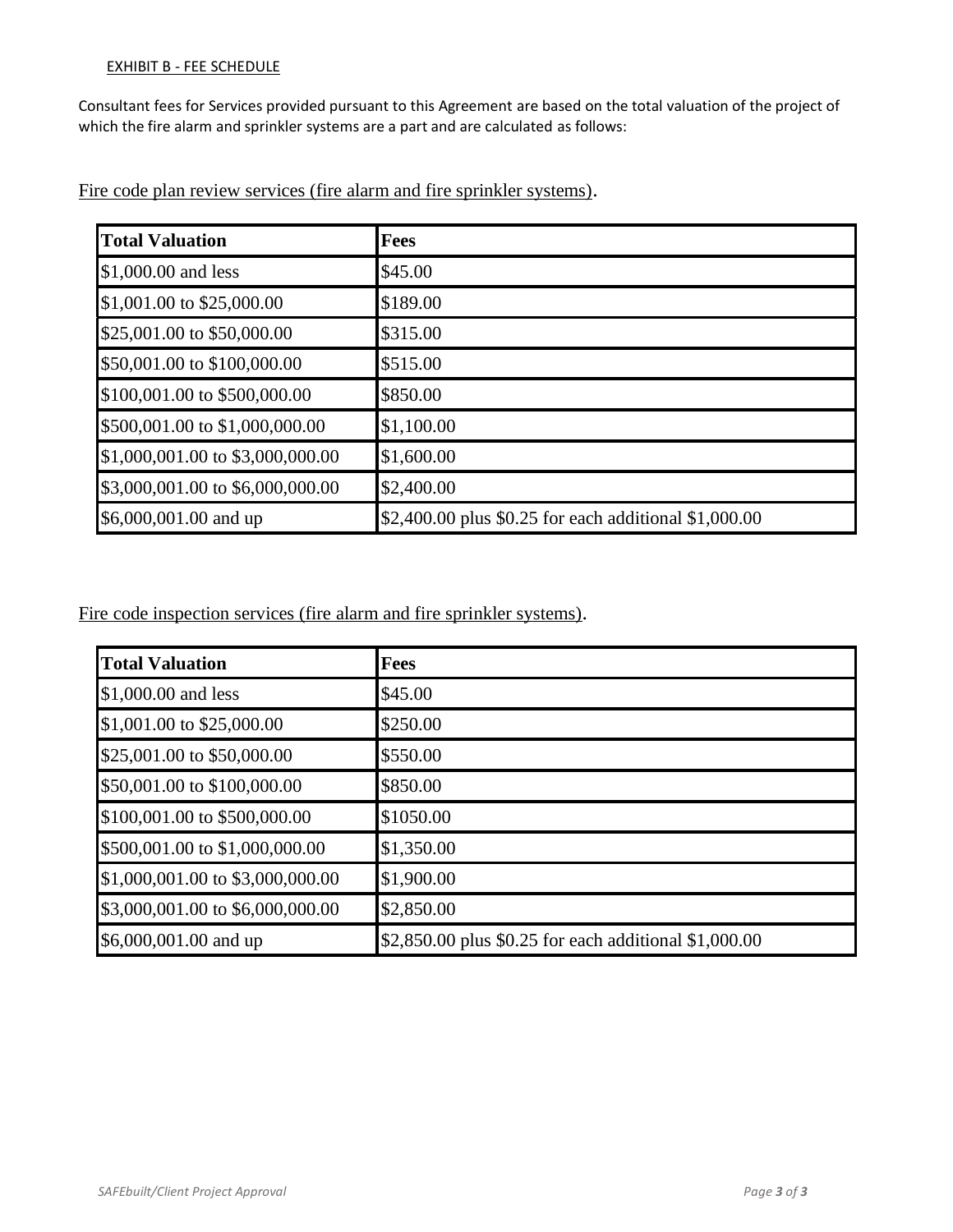EXHIBIT B - FEE SCHEDULE

Consultant fees for Services provided pursuant to this Agreement are based on the total valuation of the project of which the fire alarm and sprinkler systems are a part and are calculated as follows:

Fire code plan review services (fire alarm and fire sprinkler systems).

| Total Valuation | Fees |
|---|---|
| $1,000.00 and less | $45.00 |
| $1,001.00 to $25,000.00 | $189.00 |
| $25,001.00 to $50,000.00 | $315.00 |
| $50,001.00 to $100,000.00 | $515.00 |
| $100,001.00 to $500,000.00 | $850.00 |
| $500,001.00 to $1,000,000.00 | $1,100.00 |
| $1,000,001.00 to $3,000,000.00 | $1,600.00 |
| $3,000,001.00 to $6,000,000.00 | $2,400.00 |
| $6,000,001.00 and up | $2,400.00 plus $0.25 for each additional $1,000.00 |

Fire code inspection services (fire alarm and fire sprinkler systems).

| Total Valuation | Fees |
|---|---|
| $1,000.00 and less | $45.00 |
| $1,001.00 to $25,000.00 | $250.00 |
| $25,001.00 to $50,000.00 | $550.00 |
| $50,001.00 to $100,000.00 | $850.00 |
| $100,001.00 to $500,000.00 | $1050.00 |
| $500,001.00 to $1,000,000.00 | $1,350.00 |
| $1,000,001.00 to $3,000,000.00 | $1,900.00 |
| $3,000,001.00 to $6,000,000.00 | $2,850.00 |
| $6,000,001.00 and up | $2,850.00 plus $0.25 for each additional $1,000.00 |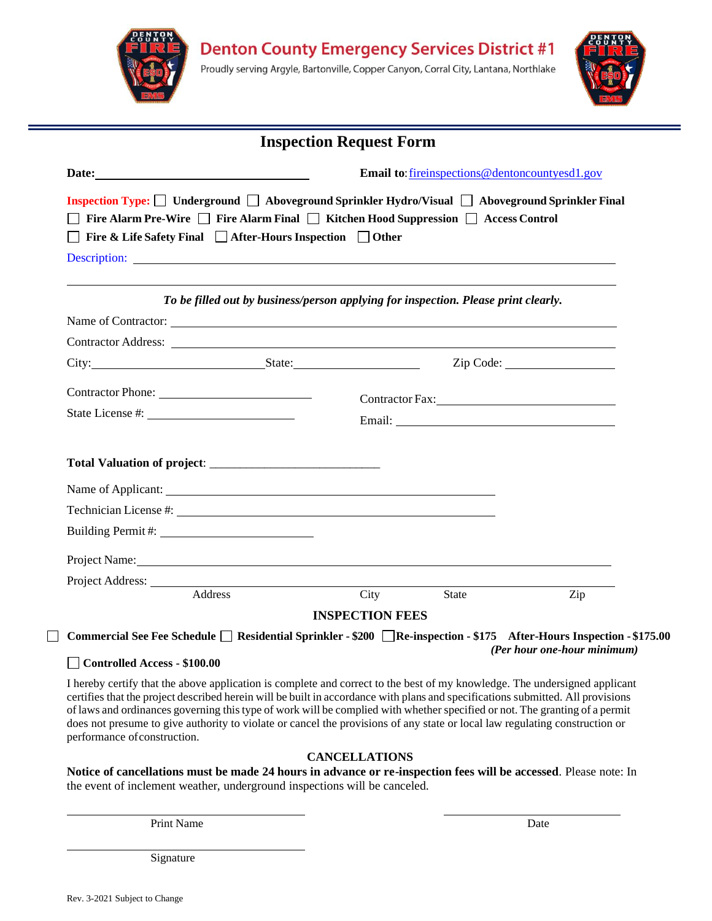# Denton County Emergency Services District #1

Proudly serving Argyle, Bartonville, Copper Canyon, Corral City, Lantana, Northlake

## Inspection Request Form

**Date:** ______________________ **Email to**: fireinspections@dentoncountyesd1.gov

**Inspection Type:** ☐ Underground ☐ Aboveground Sprinkler Hydro/Visual ☐ Aboveground Sprinkler Final ☐ Fire Alarm Pre-Wire ☐ Fire Alarm Final ☐ Kitchen Hood Suppression ☐ Access Control ☐ Fire & Life Safety Final ☐ After-Hours Inspection ☐ Other

Description: ______________________

*To be filled out by business/person applying for inspection. Please print clearly.*

Name of Contractor: ______________________

Contractor Address: ______________________

City: ______________ State: ______________ Zip Code: ______________

Contractor Phone: ______________ Contractor Fax: ______________

State License #: ______________ Email: ______________

**Total Valuation of project**: ______________

Name of Applicant: ______________________

Technician License #: ______________________

Building Permit #: ______________________

Project Name: ______________________

Project Address: ______________________
Address City State Zip

### INSPECTION FEES

☐ **Commercial See Fee Schedule** ☐ **Residential Sprinkler - $200** ☐ **Re-inspection - $175** **After-Hours Inspection - $175.00** ***(Per hour one-hour minimum)***

☐ **Controlled Access - $100.00**

I hereby certify that the above application is complete and correct to the best of my knowledge. The undersigned applicant certifies that the project described herein will be built in accordance with plans and specifications submitted. All provisions of laws and ordinances governing this type of work will be complied with whether specified or not. The granting of a permit does not presume to give authority to violate or cancel the provisions of any state or local law regulating construction or performance of construction.

### CANCELLATIONS

**Notice of cancellations must be made 24 hours in advance or re-inspection fees will be accessed**. Please note: In the event of inclement weather, underground inspections will be canceled.

______________________ Print Name

______________________ Date

______________________ Signature

Rev. 3-2021 Subject to Change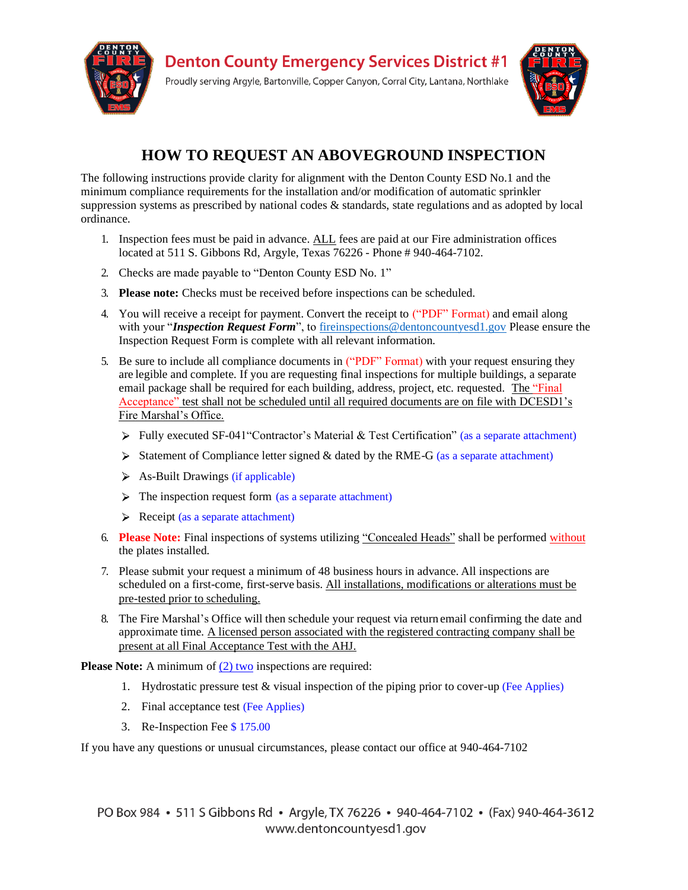Denton County Emergency Services District #1

Proudly serving Argyle, Bartonville, Copper Canyon, Corral City, Lantana, Northlake

# HOW TO REQUEST AN ABOVEGROUND INSPECTION

The following instructions provide clarity for alignment with the Denton County ESD No.1 and the minimum compliance requirements for the installation and/or modification of automatic sprinkler suppression systems as prescribed by national codes & standards, state regulations and as adopted by local ordinance.

1. Inspection fees must be paid in advance. ALL fees are paid at our Fire administration offices located at 511 S. Gibbons Rd, Argyle, Texas 76226 - Phone # 940-464-7102.
2. Checks are made payable to "Denton County ESD No. 1"
3. **Please note:** Checks must be received before inspections can be scheduled.
4. You will receive a receipt for payment. Convert the receipt to ("PDF" Format) and email along with your "***Inspection Request Form***", to fireinspections@dentoncountyesd1.gov Please ensure the Inspection Request Form is complete with all relevant information.
5. Be sure to include all compliance documents in ("PDF" Format) with your request ensuring they are legible and complete. If you are requesting final inspections for multiple buildings, a separate email package shall be required for each building, address, project, etc. requested. The "Final Acceptance" test shall not be scheduled until all required documents are on file with DCESD1's Fire Marshal's Office.
   - Fully executed SF-041"Contractor's Material & Test Certification" (as a separate attachment)
   - Statement of Compliance letter signed & dated by the RME-G (as a separate attachment)
   - As-Built Drawings (if applicable)
   - The inspection request form (as a separate attachment)
   - Receipt (as a separate attachment)
6. **Please Note:** Final inspections of systems utilizing "Concealed Heads" shall be performed without the plates installed.
7. Please submit your request a minimum of 48 business hours in advance. All inspections are scheduled on a first-come, first-serve basis. All installations, modifications or alterations must be pre-tested prior to scheduling.
8. The Fire Marshal's Office will then schedule your request via return email confirming the date and approximate time. A licensed person associated with the registered contracting company shall be present at all Final Acceptance Test with the AHJ.

**Please Note:** A minimum of (2) two inspections are required:

1. Hydrostatic pressure test & visual inspection of the piping prior to cover-up (Fee Applies)
2. Final acceptance test (Fee Applies)
3. Re-Inspection Fee $ 175.00

If you have any questions or unusual circumstances, please contact our office at 940-464-7102

PO Box 984 • 511 S Gibbons Rd • Argyle, TX 76226 • 940-464-7102 • (Fax) 940-464-3612
www.dentoncountyesd1.gov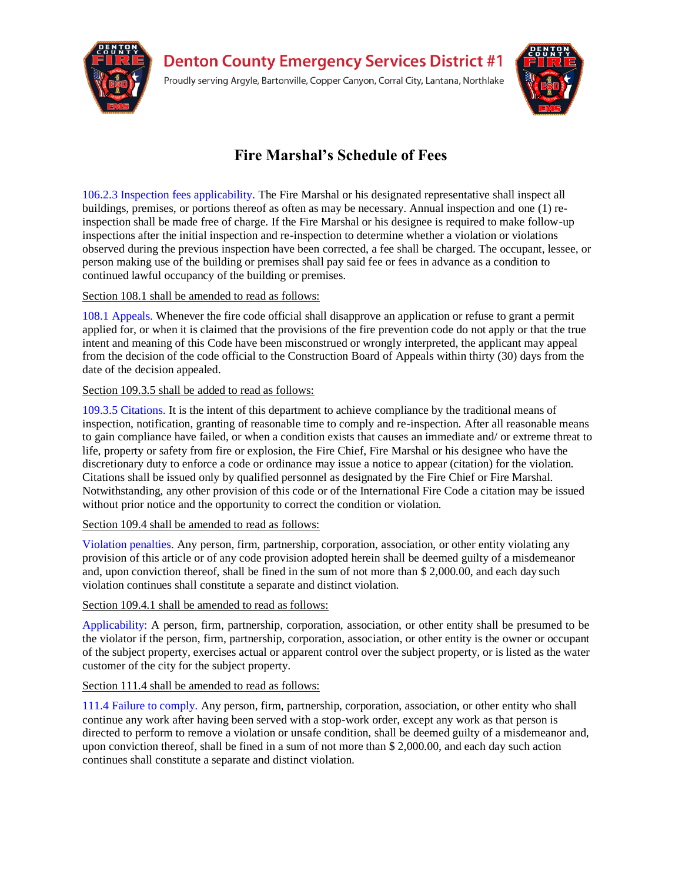# Fire Marshal's Schedule of Fees

106.2.3 Inspection fees applicability. The Fire Marshal or his designated representative shall inspect all buildings, premises, or portions thereof as often as may be necessary. Annual inspection and one (1) re-inspection shall be made free of charge. If the Fire Marshal or his designee is required to make follow-up inspections after the initial inspection and re-inspection to determine whether a violation or violations observed during the previous inspection have been corrected, a fee shall be charged. The occupant, lessee, or person making use of the building or premises shall pay said fee or fees in advance as a condition to continued lawful occupancy of the building or premises.

Section 108.1 shall be amended to read as follows:

108.1 Appeals. Whenever the fire code official shall disapprove an application or refuse to grant a permit applied for, or when it is claimed that the provisions of the fire prevention code do not apply or that the true intent and meaning of this Code have been misconstrued or wrongly interpreted, the applicant may appeal from the decision of the code official to the Construction Board of Appeals within thirty (30) days from the date of the decision appealed.

Section 109.3.5 shall be added to read as follows:

109.3.5 Citations. It is the intent of this department to achieve compliance by the traditional means of inspection, notification, granting of reasonable time to comply and re-inspection. After all reasonable means to gain compliance have failed, or when a condition exists that causes an immediate and/ or extreme threat to life, property or safety from fire or explosion, the Fire Chief, Fire Marshal or his designee who have the discretionary duty to enforce a code or ordinance may issue a notice to appear (citation) for the violation. Citations shall be issued only by qualified personnel as designated by the Fire Chief or Fire Marshal. Notwithstanding, any other provision of this code or of the International Fire Code a citation may be issued without prior notice and the opportunity to correct the condition or violation.

Section 109.4 shall be amended to read as follows:

Violation penalties. Any person, firm, partnership, corporation, association, or other entity violating any provision of this article or of any code provision adopted herein shall be deemed guilty of a misdemeanor and, upon conviction thereof, shall be fined in the sum of not more than $ 2,000.00, and each day such violation continues shall constitute a separate and distinct violation.

Section 109.4.1 shall be amended to read as follows:

Applicability: A person, firm, partnership, corporation, association, or other entity shall be presumed to be the violator if the person, firm, partnership, corporation, association, or other entity is the owner or occupant of the subject property, exercises actual or apparent control over the subject property, or is listed as the water customer of the city for the subject property.

Section 111.4 shall be amended to read as follows:

111.4 Failure to comply. Any person, firm, partnership, corporation, association, or other entity who shall continue any work after having been served with a stop-work order, except any work as that person is directed to perform to remove a violation or unsafe condition, shall be deemed guilty of a misdemeanor and, upon conviction thereof, shall be fined in a sum of not more than $ 2,000.00, and each day such action continues shall constitute a separate and distinct violation.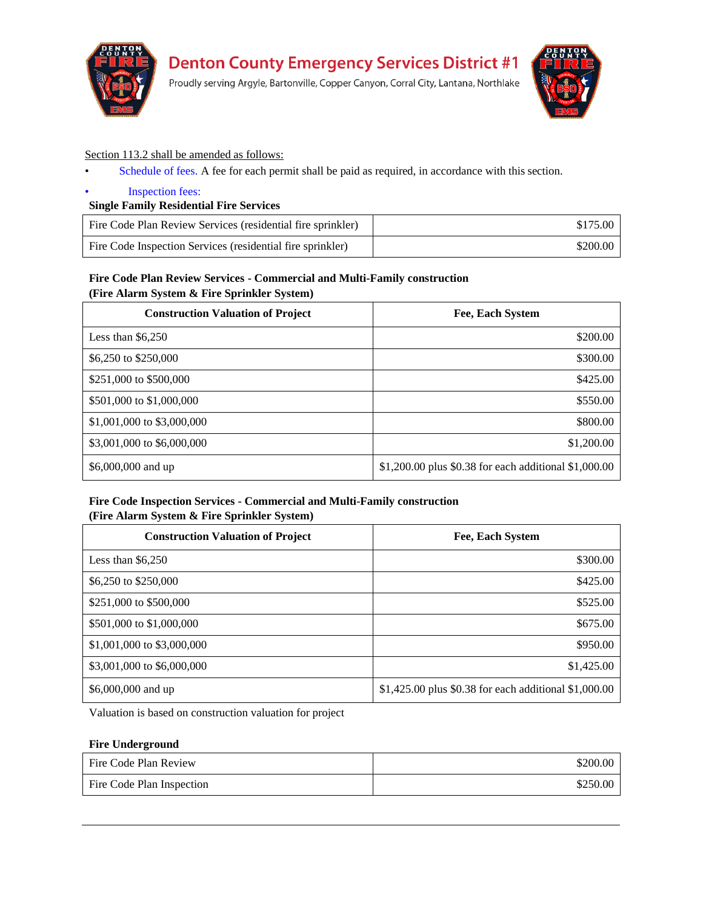Section 113.2 shall be amended as follows:

- Schedule of fees. A fee for each permit shall be paid as required, in accordance with this section.
- Inspection fees:

**Single Family Residential Fire Services**

| | |
|---|---|
| Fire Code Plan Review Services (residential fire sprinkler) | $175.00 |
| Fire Code Inspection Services (residential fire sprinkler) | $200.00 |

**Fire Code Plan Review Services - Commercial and Multi-Family construction (Fire Alarm System & Fire Sprinkler System)**

| Construction Valuation of Project | Fee, Each System |
|---|---|
| Less than $6,250 | $200.00 |
| $6,250 to $250,000 | $300.00 |
| $251,000 to $500,000 | $425.00 |
| $501,000 to $1,000,000 | $550.00 |
| $1,001,000 to $3,000,000 | $800.00 |
| $3,001,000 to $6,000,000 | $1,200.00 |
| $6,000,000 and up | $1,200.00 plus $0.38 for each additional $1,000.00 |

**Fire Code Inspection Services - Commercial and Multi-Family construction (Fire Alarm System & Fire Sprinkler System)**

| Construction Valuation of Project | Fee, Each System |
|---|---|
| Less than $6,250 | $300.00 |
| $6,250 to $250,000 | $425.00 |
| $251,000 to $500,000 | $525.00 |
| $501,000 to $1,000,000 | $675.00 |
| $1,001,000 to $3,000,000 | $950.00 |
| $3,001,000 to $6,000,000 | $1,425.00 |
| $6,000,000 and up | $1,425.00 plus $0.38 for each additional $1,000.00 |

Valuation is based on construction valuation for project

**Fire Underground**

| | |
|---|---|
| Fire Code Plan Review | $200.00 |
| Fire Code Plan Inspection | $250.00 |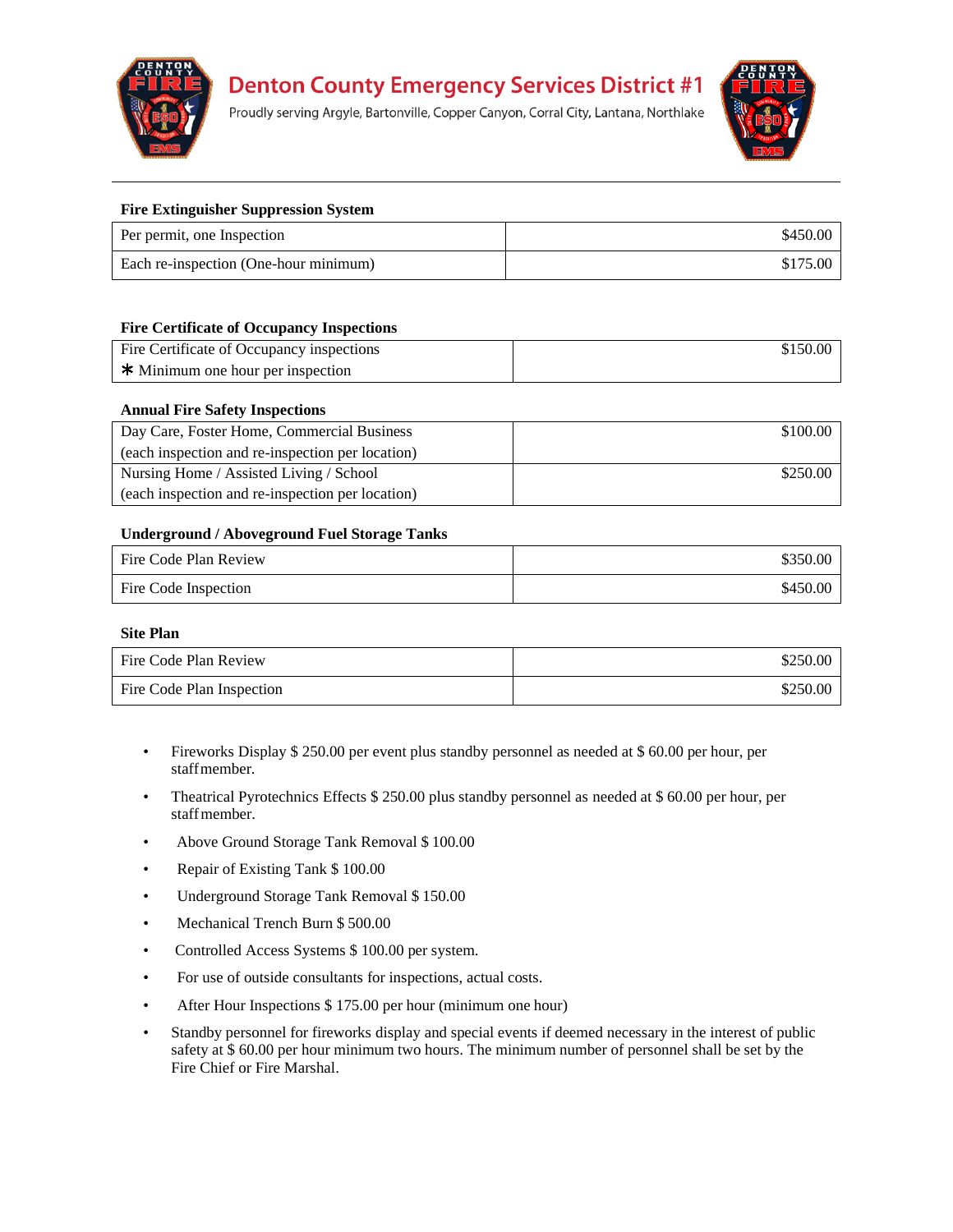**Fire Extinguisher Suppression System**

| | |
|---|---|
| Per permit, one Inspection | $450.00 |
| Each re-inspection (One-hour minimum) | $175.00 |

**Fire Certificate of Occupancy Inspections**

| | |
|---|---|
| Fire Certificate of Occupancy inspections<br>∗ Minimum one hour per inspection | $150.00 |

**Annual Fire Safety Inspections**

| | |
|---|---|
| Day Care, Foster Home, Commercial Business<br>(each inspection and re-inspection per location) | $100.00 |
| Nursing Home / Assisted Living / School<br>(each inspection and re-inspection per location) | $250.00 |

**Underground / Aboveground Fuel Storage Tanks**

| | |
|---|---|
| Fire Code Plan Review | $350.00 |
| Fire Code Inspection | $450.00 |

**Site Plan**

| | |
|---|---|
| Fire Code Plan Review | $250.00 |
| Fire Code Plan Inspection | $250.00 |

- Fireworks Display $ 250.00 per event plus standby personnel as needed at $ 60.00 per hour, per staff member.
- Theatrical Pyrotechnics Effects $ 250.00 plus standby personnel as needed at $ 60.00 per hour, per staff member.
- Above Ground Storage Tank Removal $ 100.00
- Repair of Existing Tank $ 100.00
- Underground Storage Tank Removal $ 150.00
- Mechanical Trench Burn $ 500.00
- Controlled Access Systems $ 100.00 per system.
- For use of outside consultants for inspections, actual costs.
- After Hour Inspections $ 175.00 per hour (minimum one hour)
- Standby personnel for fireworks display and special events if deemed necessary in the interest of public safety at $ 60.00 per hour minimum two hours. The minimum number of personnel shall be set by the Fire Chief or Fire Marshal.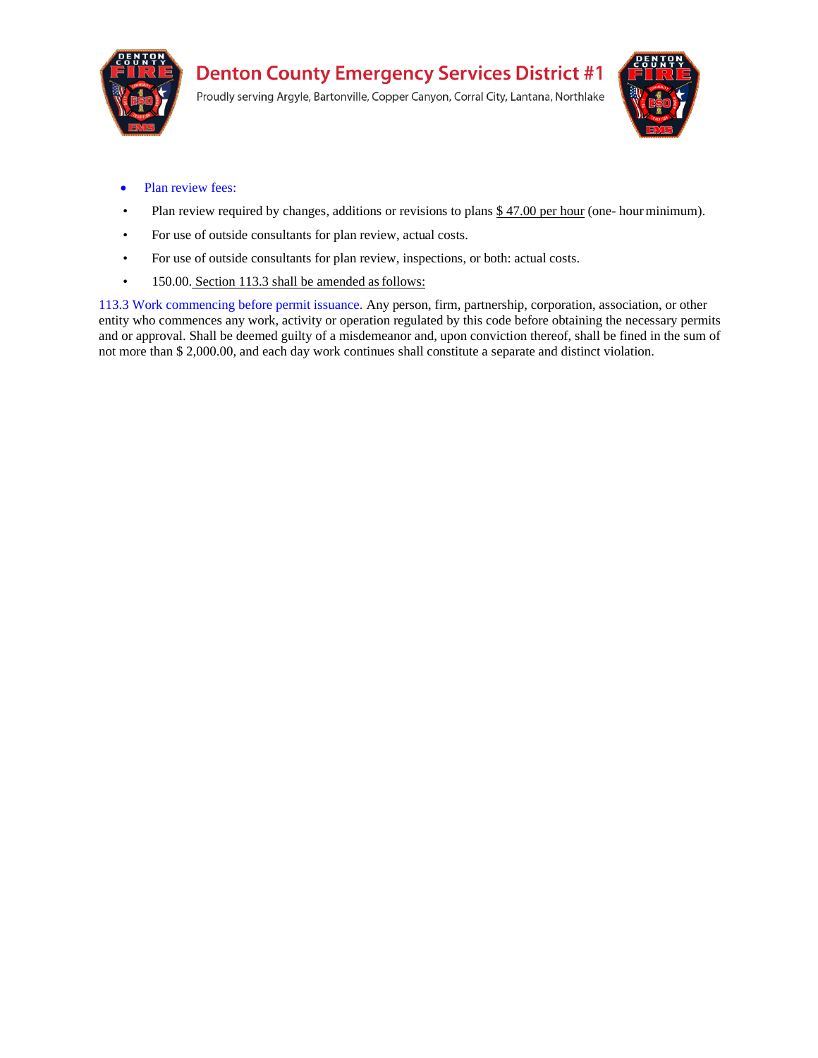- Plan review fees:
- Plan review required by changes, additions or revisions to plans $ 47.00 per hour (one- hour minimum).
- For use of outside consultants for plan review, actual costs.
- For use of outside consultants for plan review, inspections, or both: actual costs.
- 150.00. Section 113.3 shall be amended as follows:

113.3 Work commencing before permit issuance. Any person, firm, partnership, corporation, association, or other entity who commences any work, activity or operation regulated by this code before obtaining the necessary permits and or approval. Shall be deemed guilty of a misdemeanor and, upon conviction thereof, shall be fined in the sum of not more than $ 2,000.00, and each day work continues shall constitute a separate and distinct violation.